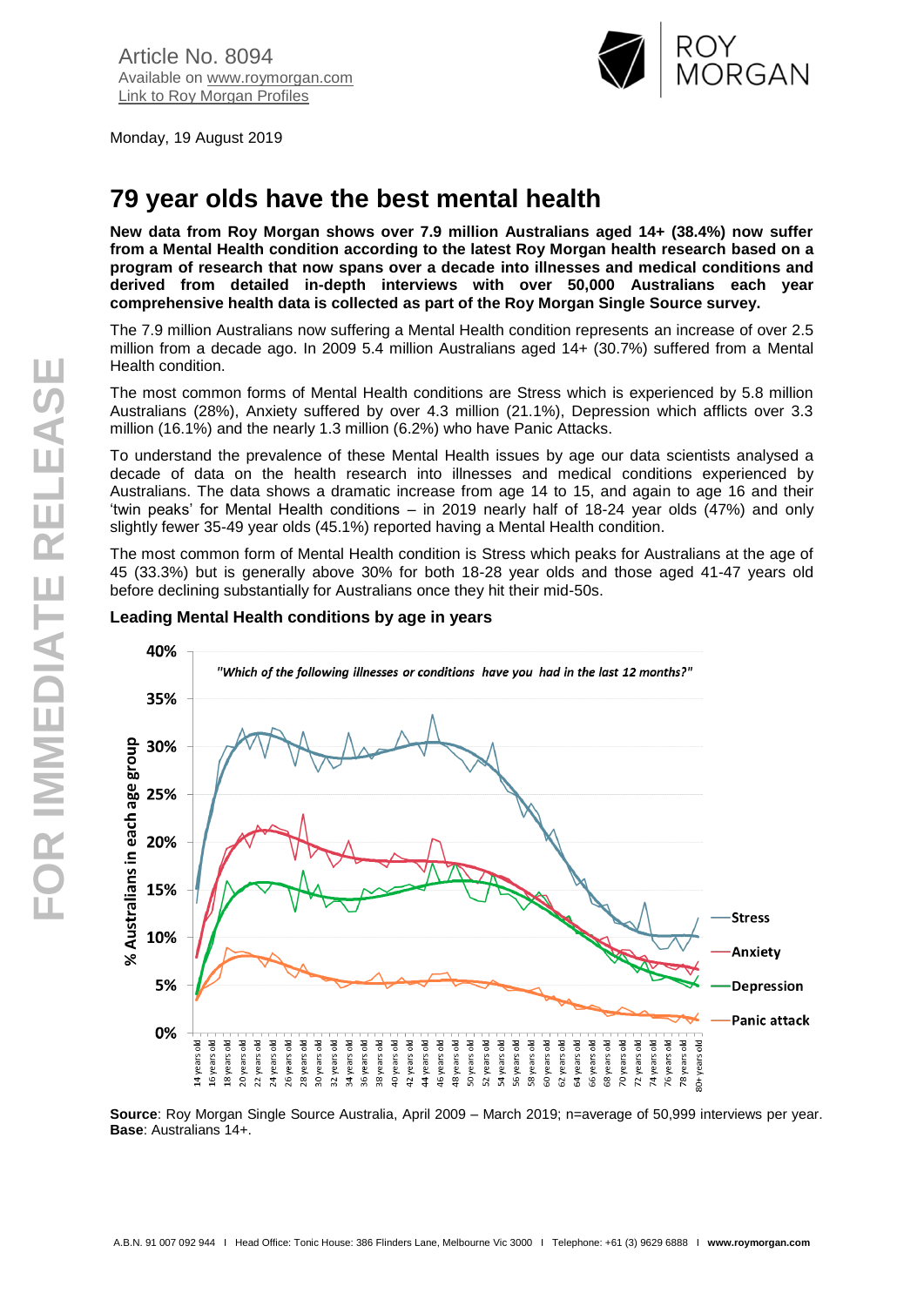Article No. 8094
Available on www.roymorgan.com
Link to Roy Morgan Profiles

Monday, 19 August 2019

# 79 year olds have the best mental health

**New data from Roy Morgan shows over 7.9 million Australians aged 14+ (38.4%) now suffer from a Mental Health condition according to the latest Roy Morgan health research based on a program of research that now spans over a decade into illnesses and medical conditions and derived from detailed in-depth interviews with over 50,000 Australians each year comprehensive health data is collected as part of the Roy Morgan Single Source survey.**

The 7.9 million Australians now suffering a Mental Health condition represents an increase of over 2.5 million from a decade ago. In 2009 5.4 million Australians aged 14+ (30.7%) suffered from a Mental Health condition.

The most common forms of Mental Health conditions are Stress which is experienced by 5.8 million Australians (28%), Anxiety suffered by over 4.3 million (21.1%), Depression which afflicts over 3.3 million (16.1%) and the nearly 1.3 million (6.2%) who have Panic Attacks.

To understand the prevalence of these Mental Health issues by age our data scientists analysed a decade of data on the health research into illnesses and medical conditions experienced by Australians. The data shows a dramatic increase from age 14 to 15, and again to age 16 and their 'twin peaks' for Mental Health conditions – in 2019 nearly half of 18-24 year olds (47%) and only slightly fewer 35-49 year olds (45.1%) reported having a Mental Health condition.

The most common form of Mental Health condition is Stress which peaks for Australians at the age of 45 (33.3%) but is generally above 30% for both 18-28 year olds and those aged 41-47 years old before declining substantially for Australians once they hit their mid-50s.

**Leading Mental Health conditions by age in years**

**Source**: Roy Morgan Single Source Australia, April 2009 – March 2019; n=average of 50,999 interviews per year.
**Base**: Australians 14+.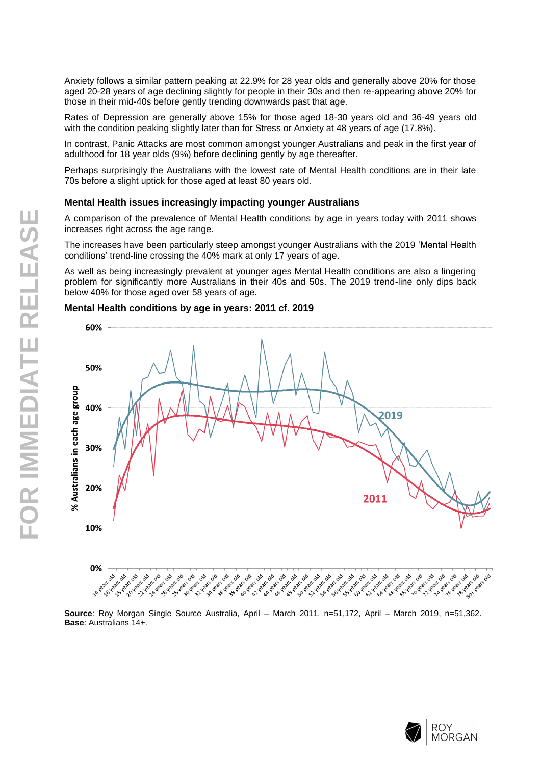Anxiety follows a similar pattern peaking at 22.9% for 28 year olds and generally above 20% for those aged 20-28 years of age declining slightly for people in their 30s and then re-appearing above 20% for those in their mid-40s before gently trending downwards past that age.

Rates of Depression are generally above 15% for those aged 18-30 years old and 36-49 years old with the condition peaking slightly later than for Stress or Anxiety at 48 years of age (17.8%).

In contrast, Panic Attacks are most common amongst younger Australians and peak in the first year of adulthood for 18 year olds (9%) before declining gently by age thereafter.

Perhaps surprisingly the Australians with the lowest rate of Mental Health conditions are in their late 70s before a slight uptick for those aged at least 80 years old.

### Mental Health issues increasingly impacting younger Australians

A comparison of the prevalence of Mental Health conditions by age in years today with 2011 shows increases right across the age range.

The increases have been particularly steep amongst younger Australians with the 2019 'Mental Health conditions' trend-line crossing the 40% mark at only 17 years of age.

As well as being increasingly prevalent at younger ages Mental Health conditions are also a lingering problem for significantly more Australians in their 40s and 50s. The 2019 trend-line only dips back below 40% for those aged over 58 years of age.

### Mental Health conditions by age in years: 2011 cf. 2019

**Source**: Roy Morgan Single Source Australia, April – March 2011, n=51,172, April – March 2019, n=51,362.
**Base**: Australians 14+.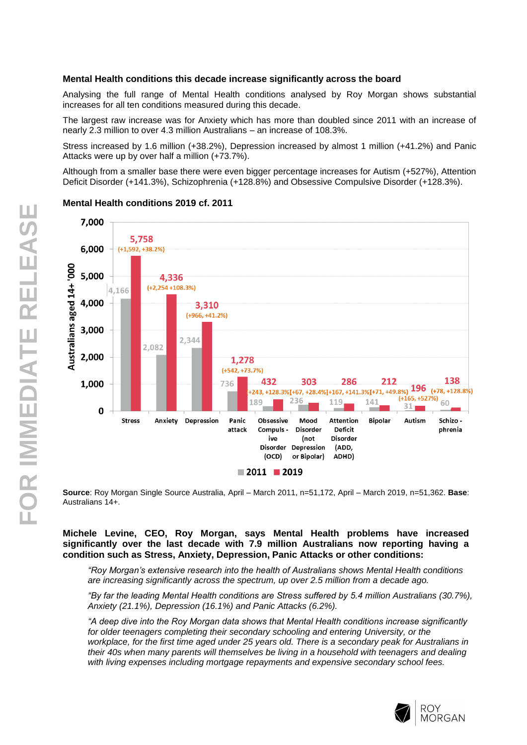**Mental Health conditions this decade increase significantly across the board**

Analysing the full range of Mental Health conditions analysed by Roy Morgan shows substantial increases for all ten conditions measured during this decade.

The largest raw increase was for Anxiety which has more than doubled since 2011 with an increase of nearly 2.3 million to over 4.3 million Australians – an increase of 108.3%.

Stress increased by 1.6 million (+38.2%), Depression increased by almost 1 million (+41.2%) and Panic Attacks were up by over half a million (+73.7%).

Although from a smaller base there were even bigger percentage increases for Autism (+527%), Attention Deficit Disorder (+141.3%), Schizophrenia (+128.8%) and Obsessive Compulsive Disorder (+128.3%).

**Mental Health conditions 2019 cf. 2011**

Australians aged 14+ '000

| Condition | 2011 | 2019 | Change |
|---|---|---|---|
| Stress | 4,166 | 5,758 | (+1,592, +38.2%) |
| Anxiety | 2,082 | 4,336 | (+2,254 +108.3%) |
| Depression | 2,344 | 3,310 | (+966, +41.2%) |
| Panic attack | 736 | 1,278 | (+542, +73.7%) |
| Obsessive Compulsive Disorder (OCD) | 189 | 432 | (+243, +128.3%) |
| Mood Disorder (not Depression or Bipolar) | 236 | 303 | (+67, +28.4%) |
| Attention Deficit Disorder (ADD, ADHD) | 119 | 286 | (+167, +141.3%) |
| Bipolar | 141 | 212 | (+71, +49.8%) |
| Autism | 31 | 196 | (+165, +527%) |
| Schizo - phrenia | 60 | 138 | (+78, +128.8%) |

**Source**: Roy Morgan Single Source Australia, April – March 2011, n=51,172, April – March 2019, n=51,362. **Base**: Australians 14+.

**Michele Levine, CEO, Roy Morgan, says Mental Health problems have increased significantly over the last decade with 7.9 million Australians now reporting having a condition such as Stress, Anxiety, Depression, Panic Attacks or other conditions:**

> *"Roy Morgan's extensive research into the health of Australians shows Mental Health conditions are increasing significantly across the spectrum, up over 2.5 million from a decade ago.*
>
> *"By far the leading Mental Health conditions are Stress suffered by 5.4 million Australians (30.7%), Anxiety (21.1%), Depression (16.1%) and Panic Attacks (6.2%).*
>
> *"A deep dive into the Roy Morgan data shows that Mental Health conditions increase significantly for older teenagers completing their secondary schooling and entering University, or the workplace, for the first time aged under 25 years old. There is a secondary peak for Australians in their 40s when many parents will themselves be living in a household with teenagers and dealing with living expenses including mortgage repayments and expensive secondary school fees.*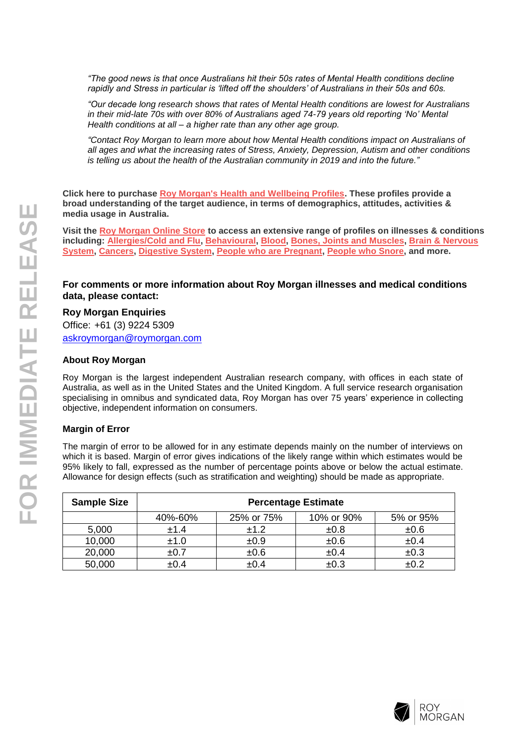*"The good news is that once Australians hit their 50s rates of Mental Health conditions decline rapidly and Stress in particular is 'lifted off the shoulders' of Australians in their 50s and 60s.*

*"Our decade long research shows that rates of Mental Health conditions are lowest for Australians in their mid-late 70s with over 80% of Australians aged 74-79 years old reporting 'No' Mental Health conditions at all – a higher rate than any other age group.*

*"Contact Roy Morgan to learn more about how Mental Health conditions impact on Australians of all ages and what the increasing rates of Stress, Anxiety, Depression, Autism and other conditions is telling us about the health of the Australian community in 2019 and into the future."*

**Click here to purchase Roy Morgan's Health and Wellbeing Profiles. These profiles provide a broad understanding of the target audience, in terms of demographics, attitudes, activities & media usage in Australia.**

**Visit the Roy Morgan Online Store to access an extensive range of profiles on illnesses & conditions including: Allergies/Cold and Flu, Behavioural, Blood, Bones, Joints and Muscles, Brain & Nervous System, Cancers, Digestive System, People who are Pregnant, People who Snore, and more.**

### For comments or more information about Roy Morgan illnesses and medical conditions data, please contact:

**Roy Morgan Enquiries**
Office: +61 (3) 9224 5309
askroymorgan@roymorgan.com

### About Roy Morgan

Roy Morgan is the largest independent Australian research company, with offices in each state of Australia, as well as in the United States and the United Kingdom. A full service research organisation specialising in omnibus and syndicated data, Roy Morgan has over 75 years' experience in collecting objective, independent information on consumers.

### Margin of Error

The margin of error to be allowed for in any estimate depends mainly on the number of interviews on which it is based. Margin of error gives indications of the likely range within which estimates would be 95% likely to fall, expressed as the number of percentage points above or below the actual estimate. Allowance for design effects (such as stratification and weighting) should be made as appropriate.

| Sample Size | Percentage Estimate | | | |
|---|---|---|---|---|
| | 40%-60% | 25% or 75% | 10% or 90% | 5% or 95% |
| 5,000 | ±1.4 | ±1.2 | ±0.8 | ±0.6 |
| 10,000 | ±1.0 | ±0.9 | ±0.6 | ±0.4 |
| 20,000 | ±0.7 | ±0.6 | ±0.4 | ±0.3 |
| 50,000 | ±0.4 | ±0.4 | ±0.3 | ±0.2 |